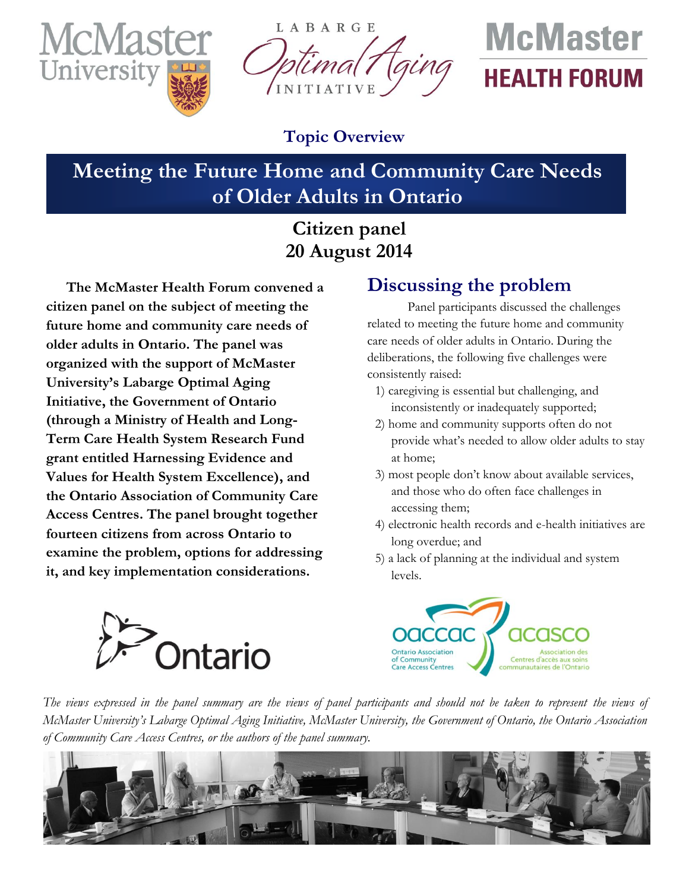Topic Overview

# Meeting the Future Home and Community Care Needs of Older Adults in Ontario

## Citizen panel
## 20 August 2014

**The McMaster Health Forum convened a citizen panel on the subject of meeting the future home and community care needs of older adults in Ontario. The panel was organized with the support of McMaster University's Labarge Optimal Aging Initiative, the Government of Ontario (through a Ministry of Health and Long-Term Care Health System Research Fund grant entitled Harnessing Evidence and Values for Health System Excellence), and the Ontario Association of Community Care Access Centres. The panel brought together fourteen citizens from across Ontario to examine the problem, options for addressing it, and key implementation considerations.**

## Discussing the problem

Panel participants discussed the challenges related to meeting the future home and community care needs of older adults in Ontario. During the deliberations, the following five challenges were consistently raised:

1) caregiving is essential but challenging, and inconsistently or inadequately supported;
2) home and community supports often do not provide what's needed to allow older adults to stay at home;
3) most people don't know about available services, and those who do often face challenges in accessing them;
4) electronic health records and e-health initiatives are long overdue; and
5) a lack of planning at the individual and system levels.

*The views expressed in the panel summary are the views of panel participants and should not be taken to represent the views of McMaster University's Labarge Optimal Aging Initiative, McMaster University, the Government of Ontario, the Ontario Association of Community Care Access Centres, or the authors of the panel summary.*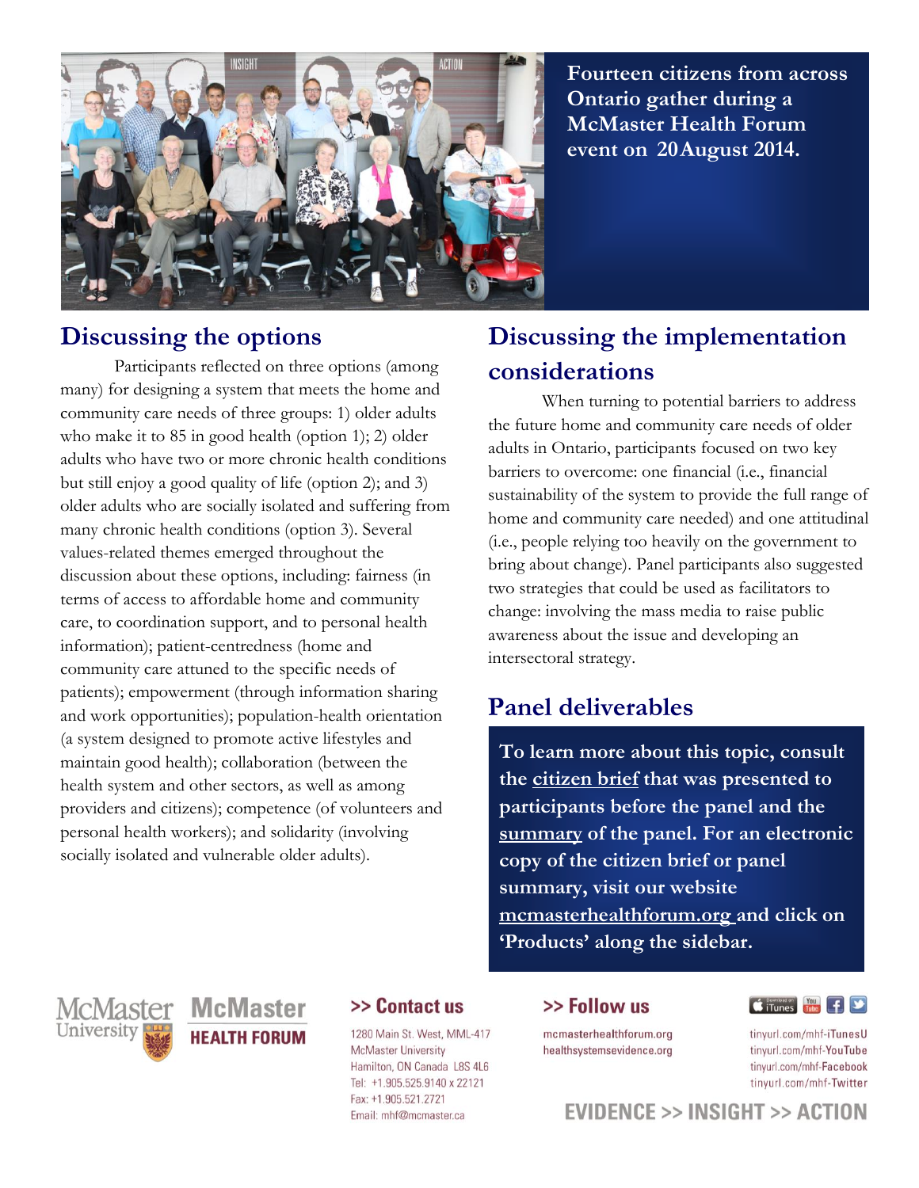Fourteen citizens from across Ontario gather during a McMaster Health Forum event on 20 August 2014.

## Discussing the options

Participants reflected on three options (among many) for designing a system that meets the home and community care needs of three groups: 1) older adults who make it to 85 in good health (option 1); 2) older adults who have two or more chronic health conditions but still enjoy a good quality of life (option 2); and 3) older adults who are socially isolated and suffering from many chronic health conditions (option 3). Several values-related themes emerged throughout the discussion about these options, including: fairness (in terms of access to affordable home and community care, to coordination support, and to personal health information); patient-centredness (home and community care attuned to the specific needs of patients); empowerment (through information sharing and work opportunities); population-health orientation (a system designed to promote active lifestyles and maintain good health); collaboration (between the health system and other sectors, as well as among providers and citizens); competence (of volunteers and personal health workers); and solidarity (involving socially isolated and vulnerable older adults).

## Discussing the implementation considerations

When turning to potential barriers to address the future home and community care needs of older adults in Ontario, participants focused on two key barriers to overcome: one financial (i.e., financial sustainability of the system to provide the full range of home and community care needed) and one attitudinal (i.e., people relying too heavily on the government to bring about change). Panel participants also suggested two strategies that could be used as facilitators to change: involving the mass media to raise public awareness about the issue and developing an intersectoral strategy.

## Panel deliverables

**To learn more about this topic, consult the citizen brief that was presented to participants before the panel and the summary of the panel. For an electronic copy of the citizen brief or panel summary, visit our website mcmasterhealthforum.org and click on 'Products' along the sidebar.**

McMaster University

McMaster HEALTH FORUM

**>> Contact us**

1280 Main St. West, MML-417
McMaster University
Hamilton, ON Canada L8S 4L6
Tel: +1.905.525.9140 x 22121
Fax: +1.905.521.2721
Email: mhf@mcmaster.ca

**>> Follow us**

mcmasterhealthforum.org
healthsystemsevidence.org

tinyurl.com/mhf-iTunesU
tinyurl.com/mhf-YouTube
tinyurl.com/mhf-Facebook
tinyurl.com/mhf-Twitter

EVIDENCE >> INSIGHT >> ACTION